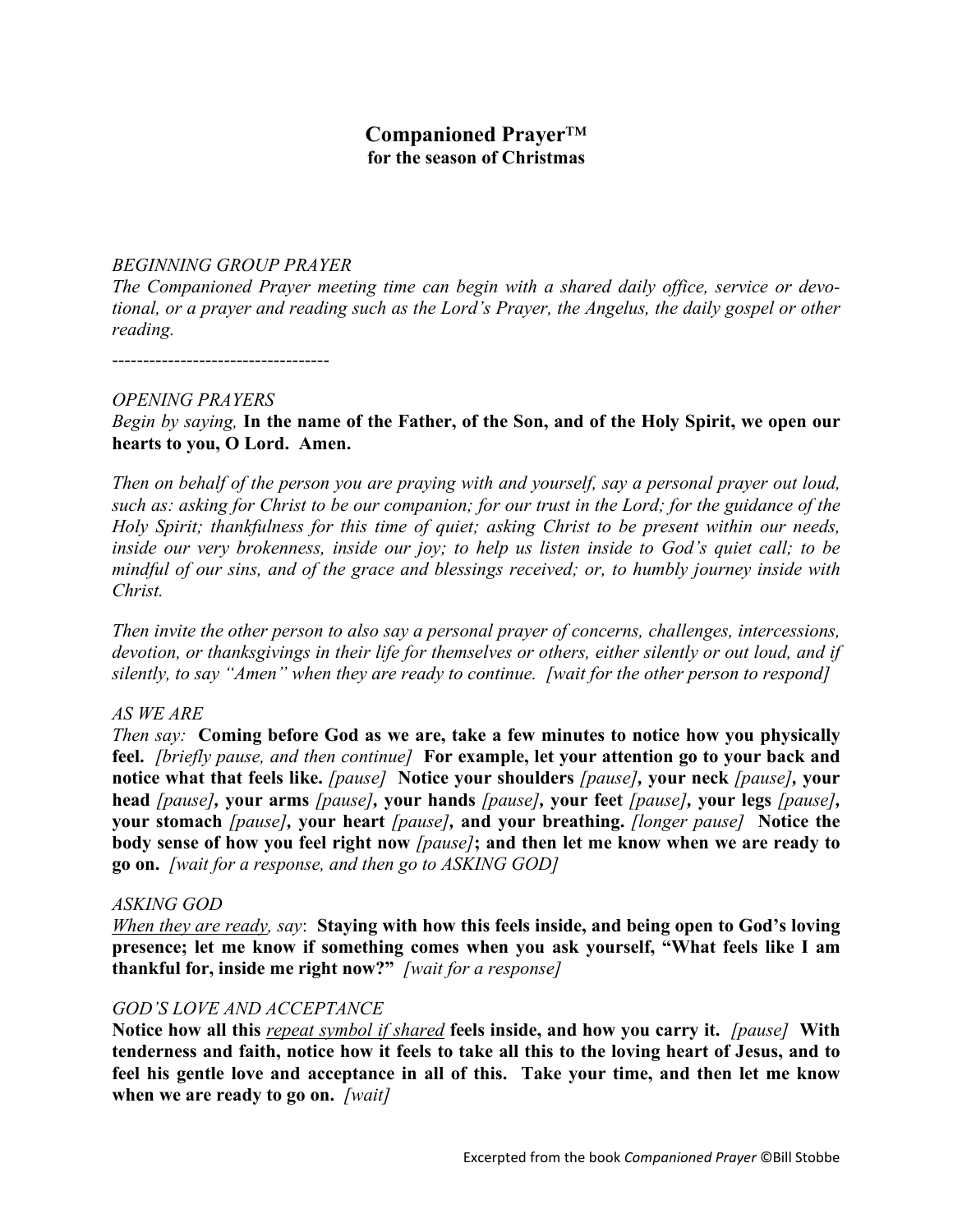# Companioned Prayer™
## for the season of Christmas

*BEGINNING GROUP PRAYER*
*The Companioned Prayer meeting time can begin with a shared daily office, service or devotional, or a prayer and reading such as the Lord's Prayer, the Angelus, the daily gospel or other reading.*

-----------------------------------

*OPENING PRAYERS*
*Begin by saying,* **In the name of the Father, of the Son, and of the Holy Spirit, we open our hearts to you, O Lord. Amen.**

*Then on behalf of the person you are praying with and yourself, say a personal prayer out loud, such as: asking for Christ to be our companion; for our trust in the Lord; for the guidance of the Holy Spirit; thankfulness for this time of quiet; asking Christ to be present within our needs, inside our very brokenness, inside our joy; to help us listen inside to God's quiet call; to be mindful of our sins, and of the grace and blessings received; or, to humbly journey inside with Christ.*

*Then invite the other person to also say a personal prayer of concerns, challenges, intercessions, devotion, or thanksgivings in their life for themselves or others, either silently or out loud, and if silently, to say "Amen" when they are ready to continue. [wait for the other person to respond]*

*AS WE ARE*
*Then say:* **Coming before God as we are, take a few minutes to notice how you physically feel.** *[briefly pause, and then continue]* **For example, let your attention go to your back and notice what that feels like.** *[pause]* **Notice your shoulders** *[pause]***, your neck** *[pause]***, your head** *[pause]***, your arms** *[pause]***, your hands** *[pause]***, your feet** *[pause]***, your legs** *[pause]***, your stomach** *[pause]***, your heart** *[pause]***, and your breathing.** *[longer pause]* **Notice the body sense of how you feel right now** *[pause]***; and then let me know when we are ready to go on.** *[wait for a response, and then go to ASKING GOD]*

*ASKING GOD*
<u>*When they are ready*</u>*, say*: **Staying with how this feels inside, and being open to God's loving presence; let me know if something comes when you ask yourself, "What feels like I am thankful for, inside me right now?"** *[wait for a response]*

*GOD'S LOVE AND ACCEPTANCE*
**Notice how all this** <u>*repeat symbol if shared*</u> **feels inside, and how you carry it.** *[pause]* **With tenderness and faith, notice how it feels to take all this to the loving heart of Jesus, and to feel his gentle love and acceptance in all of this. Take your time, and then let me know when we are ready to go on.** *[wait]*

Excerpted from the book *Companioned Prayer* ©Bill Stobbe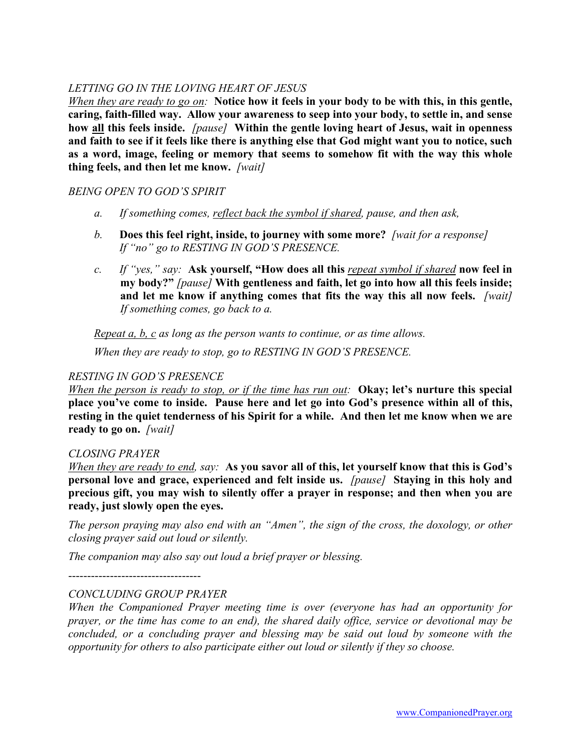*LETTING GO IN THE LOVING HEART OF JESUS*

<u>*When they are ready to go on:*</u> **Notice how it feels in your body to be with this, in this gentle, caring, faith-filled way. Allow your awareness to seep into your body, to settle in, and sense how <u>all</u> this feels inside.** *[pause]* **Within the gentle loving heart of Jesus, wait in openness and faith to see if it feels like there is anything else that God might want you to notice, such as a word, image, feeling or memory that seems to somehow fit with the way this whole thing feels, and then let me know.** *[wait]*

*BEING OPEN TO GOD'S SPIRIT*

- *a.* *If something comes, <u>reflect back the symbol if shared</u>, pause, and then ask,*
- *b.* **Does this feel right, inside, to journey with some more?** *[wait for a response]* *If "no" go to RESTING IN GOD'S PRESENCE.*
- *c.* *If "yes," say:* **Ask yourself, "How does all this** *<u>repeat symbol if shared</u>* **now feel in my body?"** *[pause]* **With gentleness and faith, let go into how all this feels inside; and let me know if anything comes that fits the way this all now feels.** *[wait]* *If something comes, go back to a.*

*<u>Repeat a, b, c</u> as long as the person wants to continue, or as time allows.*

*When they are ready to stop, go to RESTING IN GOD'S PRESENCE.*

*RESTING IN GOD'S PRESENCE*

<u>*When the person is ready to stop, or if the time has run out:*</u> **Okay; let's nurture this special place you've come to inside. Pause here and let go into God's presence within all of this, resting in the quiet tenderness of his Spirit for a while. And then let me know when we are ready to go on.** *[wait]*

*CLOSING PRAYER*

<u>*When they are ready to end*</u>*, say:* **As you savor all of this, let yourself know that this is God's personal love and grace, experienced and felt inside us.** *[pause]* **Staying in this holy and precious gift, you may wish to silently offer a prayer in response; and then when you are ready, just slowly open the eyes.**

*The person praying may also end with an "Amen", the sign of the cross, the doxology, or other closing prayer said out loud or silently.*

*The companion may also say out loud a brief prayer or blessing.*

-----------------------------------

*CONCLUDING GROUP PRAYER*

*When the Companioned Prayer meeting time is over (everyone has had an opportunity for prayer, or the time has come to an end), the shared daily office, service or devotional may be concluded, or a concluding prayer and blessing may be said out loud by someone with the opportunity for others to also participate either out loud or silently if they so choose.*

www.CompanionedPrayer.org